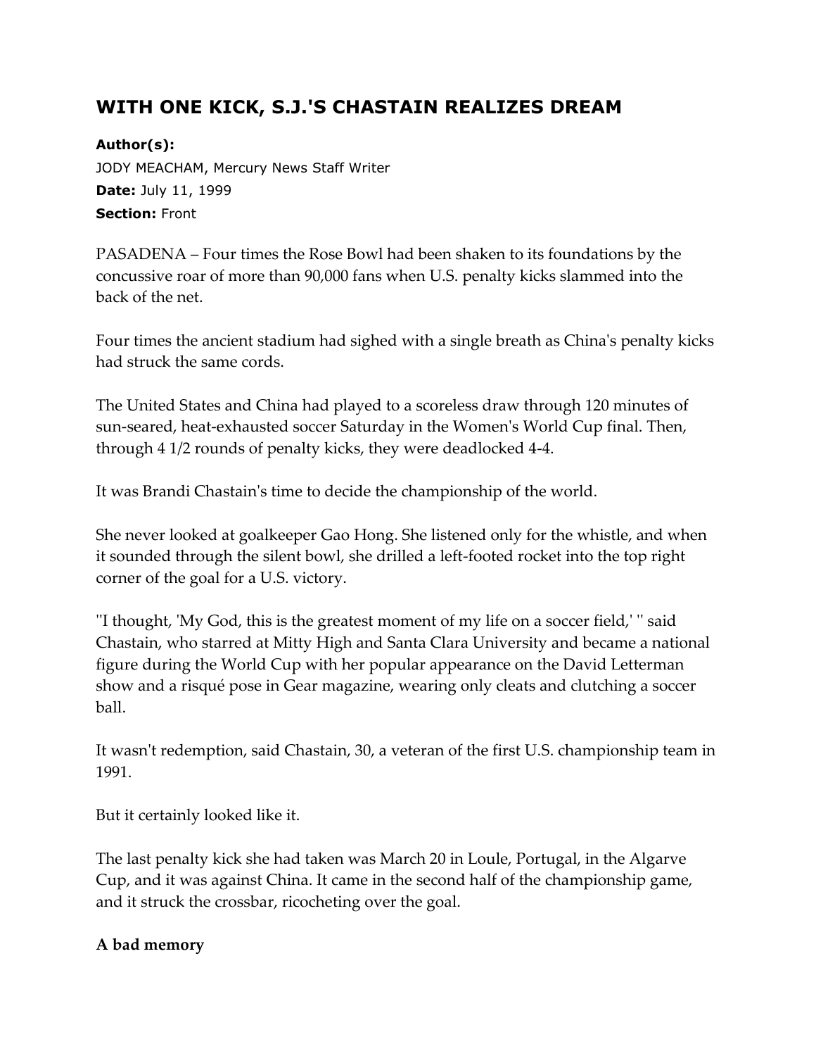# WITH ONE KICK, S.J.'S CHASTAIN REALIZES DREAM

**Author(s):**
JODY MEACHAM, Mercury News Staff Writer
**Date:** July 11, 1999
**Section:** Front

PASADENA – Four times the Rose Bowl had been shaken to its foundations by the concussive roar of more than 90,000 fans when U.S. penalty kicks slammed into the back of the net.

Four times the ancient stadium had sighed with a single breath as China's penalty kicks had struck the same cords.

The United States and China had played to a scoreless draw through 120 minutes of sun-seared, heat-exhausted soccer Saturday in the Women's World Cup final. Then, through 4 1/2 rounds of penalty kicks, they were deadlocked 4-4.

It was Brandi Chastain's time to decide the championship of the world.

She never looked at goalkeeper Gao Hong. She listened only for the whistle, and when it sounded through the silent bowl, she drilled a left-footed rocket into the top right corner of the goal for a U.S. victory.

''I thought, 'My God, this is the greatest moment of my life on a soccer field,' '' said Chastain, who starred at Mitty High and Santa Clara University and became a national figure during the World Cup with her popular appearance on the David Letterman show and a risqué pose in Gear magazine, wearing only cleats and clutching a soccer ball.

It wasn't redemption, said Chastain, 30, a veteran of the first U.S. championship team in 1991.

But it certainly looked like it.

The last penalty kick she had taken was March 20 in Loule, Portugal, in the Algarve Cup, and it was against China. It came in the second half of the championship game, and it struck the crossbar, ricocheting over the goal.

**A bad memory**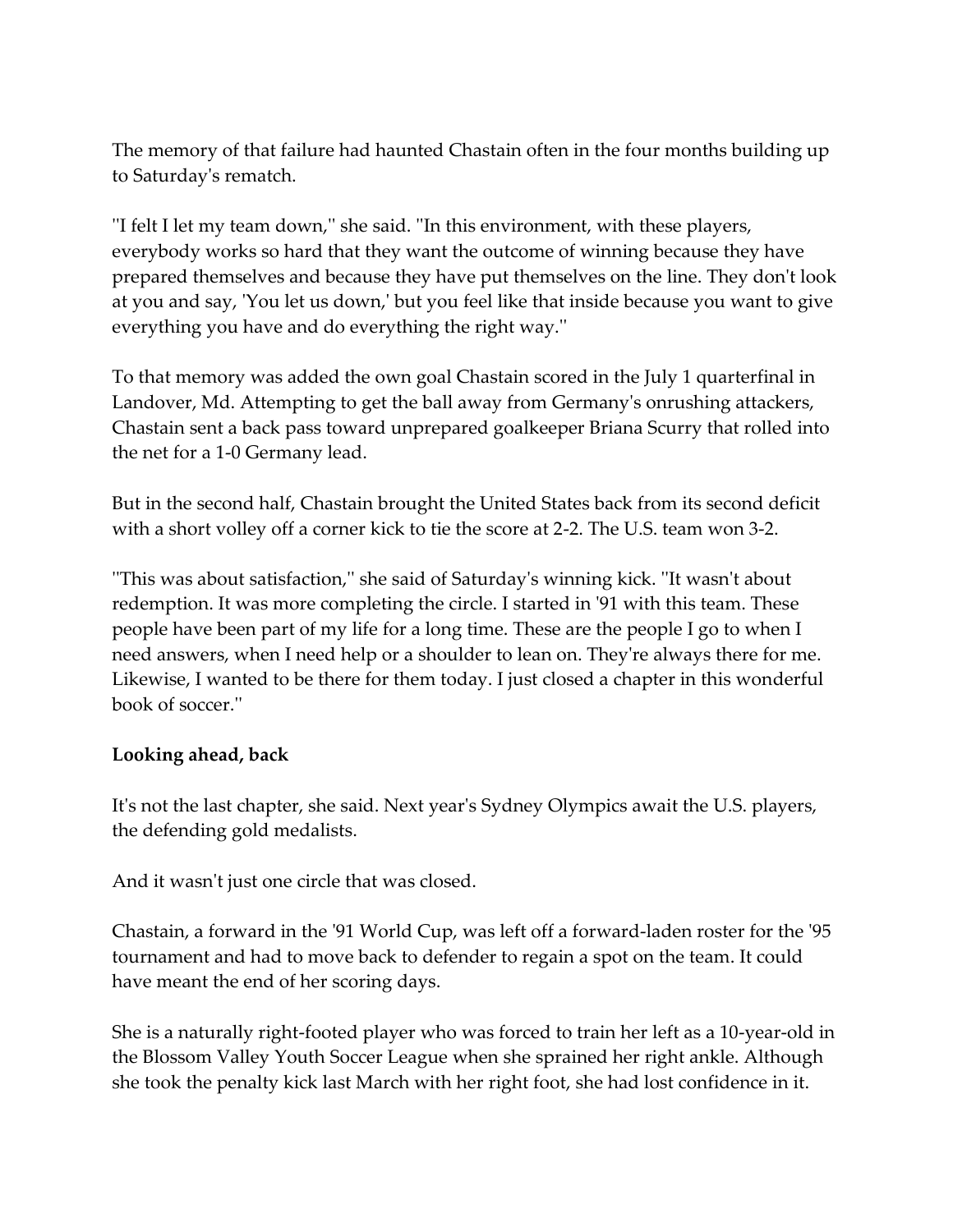The memory of that failure had haunted Chastain often in the four months building up to Saturday's rematch.

''I felt I let my team down,'' she said. ''In this environment, with these players, everybody works so hard that they want the outcome of winning because they have prepared themselves and because they have put themselves on the line. They don't look at you and say, 'You let us down,' but you feel like that inside because you want to give everything you have and do everything the right way.''

To that memory was added the own goal Chastain scored in the July 1 quarterfinal in Landover, Md. Attempting to get the ball away from Germany's onrushing attackers, Chastain sent a back pass toward unprepared goalkeeper Briana Scurry that rolled into the net for a 1-0 Germany lead.

But in the second half, Chastain brought the United States back from its second deficit with a short volley off a corner kick to tie the score at 2-2. The U.S. team won 3-2.

''This was about satisfaction,'' she said of Saturday's winning kick. ''It wasn't about redemption. It was more completing the circle. I started in '91 with this team. These people have been part of my life for a long time. These are the people I go to when I need answers, when I need help or a shoulder to lean on. They're always there for me. Likewise, I wanted to be there for them today. I just closed a chapter in this wonderful book of soccer.''

**Looking ahead, back**

It's not the last chapter, she said. Next year's Sydney Olympics await the U.S. players, the defending gold medalists.

And it wasn't just one circle that was closed.

Chastain, a forward in the '91 World Cup, was left off a forward-laden roster for the '95 tournament and had to move back to defender to regain a spot on the team. It could have meant the end of her scoring days.

She is a naturally right-footed player who was forced to train her left as a 10-year-old in the Blossom Valley Youth Soccer League when she sprained her right ankle. Although she took the penalty kick last March with her right foot, she had lost confidence in it.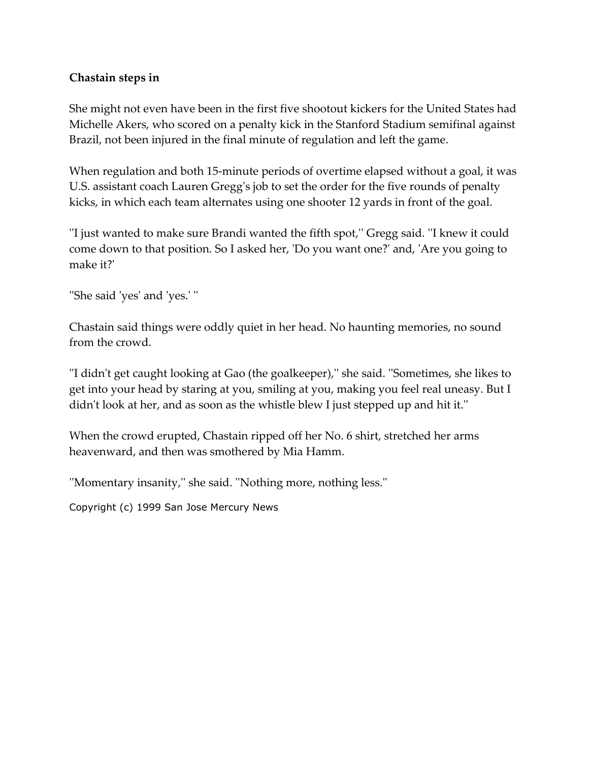**Chastain steps in**

She might not even have been in the first five shootout kickers for the United States had Michelle Akers, who scored on a penalty kick in the Stanford Stadium semifinal against Brazil, not been injured in the final minute of regulation and left the game.

When regulation and both 15-minute periods of overtime elapsed without a goal, it was U.S. assistant coach Lauren Gregg's job to set the order for the five rounds of penalty kicks, in which each team alternates using one shooter 12 yards in front of the goal.

''I just wanted to make sure Brandi wanted the fifth spot,'' Gregg said. ''I knew it could come down to that position. So I asked her, 'Do you want one?' and, 'Are you going to make it?'

''She said 'yes' and 'yes.' ''

Chastain said things were oddly quiet in her head. No haunting memories, no sound from the crowd.

''I didn't get caught looking at Gao (the goalkeeper),'' she said. ''Sometimes, she likes to get into your head by staring at you, smiling at you, making you feel real uneasy. But I didn't look at her, and as soon as the whistle blew I just stepped up and hit it.''

When the crowd erupted, Chastain ripped off her No. 6 shirt, stretched her arms heavenward, and then was smothered by Mia Hamm.

''Momentary insanity,'' she said. ''Nothing more, nothing less.''

Copyright (c) 1999 San Jose Mercury News